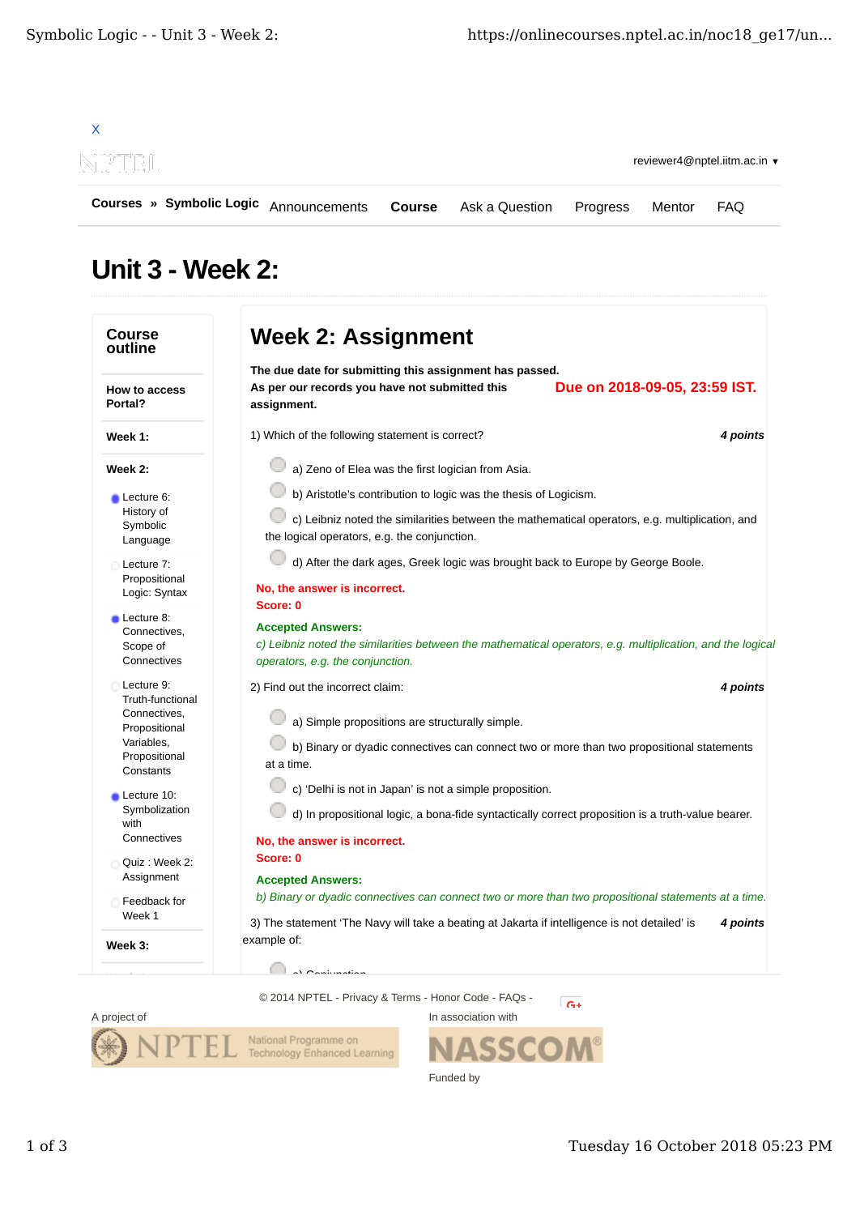X

reviewer4@nptel.iitm.ac.in ▾

**Courses** » **Symbolic Logic** Announcements **Course** Ask a Question Progress Mentor FAQ

# Unit 3 - Week 2:

**Course outline**

**How to access Portal?**

**Week 1:**

**Week 2:**

- Lecture 6: History of Symbolic Language
- Lecture 7: Propositional Logic: Syntax
- Lecture 8: Connectives, Scope of Connectives
- Lecture 9: Truth-functional Connectives, Propositional Variables, Propositional Constants
- Lecture 10: Symbolization with Connectives
- Quiz : Week 2: Assignment
- Feedback for Week 1

**Week 3:**

## Week 2: Assignment

**The due date for submitting this assignment has passed.**
**As per our records you have not submitted this assignment.**

**Due on 2018-09-05, 23:59 IST.**

1) Which of the following statement is correct? ***4 points***

- a) Zeno of Elea was the first logician from Asia.
- b) Aristotle's contribution to logic was the thesis of Logicism.
- c) Leibniz noted the similarities between the mathematical operators, e.g. multiplication, and the logical operators, e.g. the conjunction.
- d) After the dark ages, Greek logic was brought back to Europe by George Boole.

**No, the answer is incorrect.**
**Score: 0**

**Accepted Answers:**
*c) Leibniz noted the similarities between the mathematical operators, e.g. multiplication, and the logical operators, e.g. the conjunction.*

2) Find out the incorrect claim: ***4 points***

- a) Simple propositions are structurally simple.
- b) Binary or dyadic connectives can connect two or more than two propositional statements at a time.
- c) 'Delhi is not in Japan' is not a simple proposition.
- d) In propositional logic, a bona-fide syntactically correct proposition is a truth-value bearer.

**No, the answer is incorrect.**
**Score: 0**

**Accepted Answers:**
*b) Binary or dyadic connectives can connect two or more than two propositional statements at a time.*

3) The statement 'The Navy will take a beating at Jakarta if intelligence is not detailed' is example of: ***4 points***

- a) Conjunction

© 2014 NPTEL - Privacy & Terms - Honor Code - FAQs -

A project of

In association with

Funded by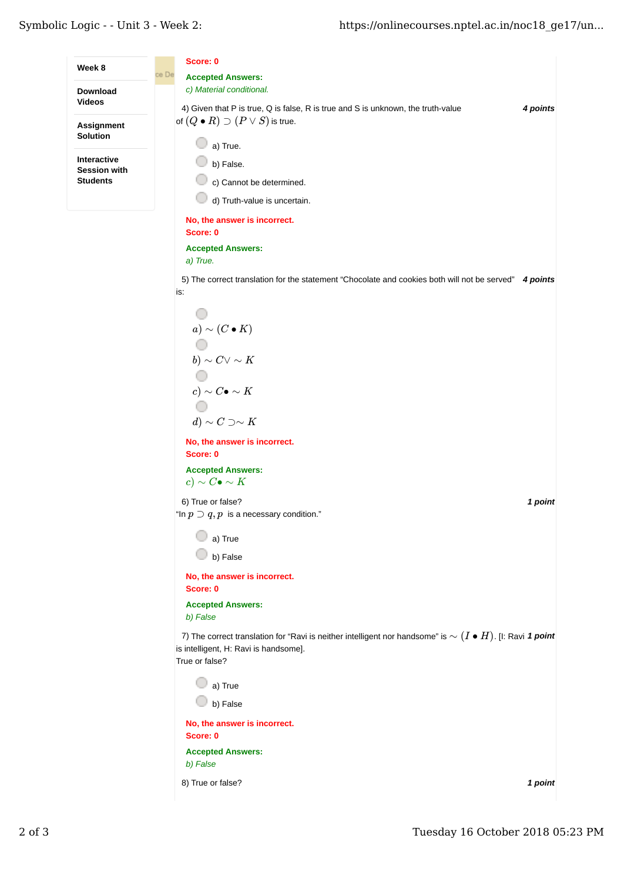- Week 8
- Download Videos
- Assignment Solution
- Interactive Session with Students

Score: 0

**Accepted Answers:**
*c) Material conditional.*

4) Given that P is true, Q is false, R is true and S is unknown, the truth-value of $(Q \bullet R) \supset (P \vee S)$ is true. ***4 points***

- a) True.
- b) False.
- c) Cannot be determined.
- d) Truth-value is uncertain.

**No, the answer is incorrect.**
**Score: 0**

**Accepted Answers:**
*a) True.*

5) The correct translation for the statement "Chocolate and cookies both will not be served" is: ***4 points***

- $a) \sim (C \bullet K)$
- $b) \sim C \vee \sim K$
- $c) \sim C \bullet \sim K$
- $d) \sim C \supset \sim K$

**No, the answer is incorrect.**
**Score: 0**

**Accepted Answers:**
$c) \sim C \bullet \sim K$

6) True or false? ***1 point***
"In $p \supset q, p$ is a necessary condition."

- a) True
- b) False

**No, the answer is incorrect.**
**Score: 0**

**Accepted Answers:**
*b) False*

7) The correct translation for "Ravi is neither intelligent nor handsome" is $\sim (I \bullet H)$. [I: Ravi is intelligent, H: Ravi is handsome]. ***1 point***
True or false?

- a) True
- b) False

**No, the answer is incorrect.**
**Score: 0**

**Accepted Answers:**
*b) False*

8) True or false? ***1 point***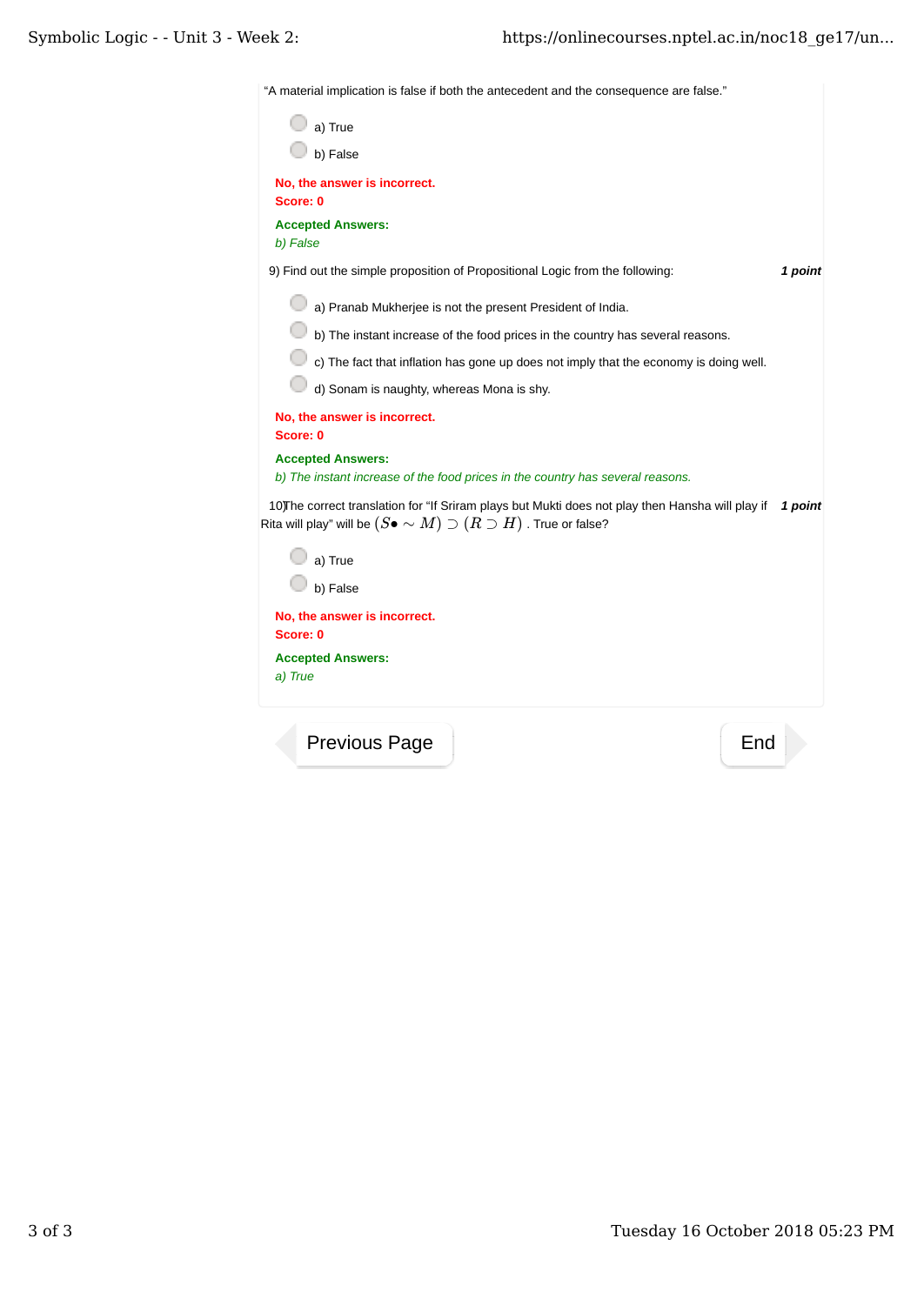"A material implication is false if both the antecedent and the consequence are false."

- a) True
- b) False

No, the answer is incorrect.
Score: 0

**Accepted Answers:**
*b) False*

9) Find out the simple proposition of Propositional Logic from the following: ***1 point***

- a) Pranab Mukherjee is not the present President of India.
- b) The instant increase of the food prices in the country has several reasons.
- c) The fact that inflation has gone up does not imply that the economy is doing well.
- d) Sonam is naughty, whereas Mona is shy.

No, the answer is incorrect.
Score: 0

**Accepted Answers:**
*b) The instant increase of the food prices in the country has several reasons.*

10) The correct translation for "If Sriram plays but Mukti does not play then Hansha will play if Rita will play" will be $(S \bullet \sim M) \supset (R \supset H)$ . True or false? ***1 point***

- a) True
- b) False

No, the answer is incorrect.
Score: 0

**Accepted Answers:**
*a) True*

Previous Page | End